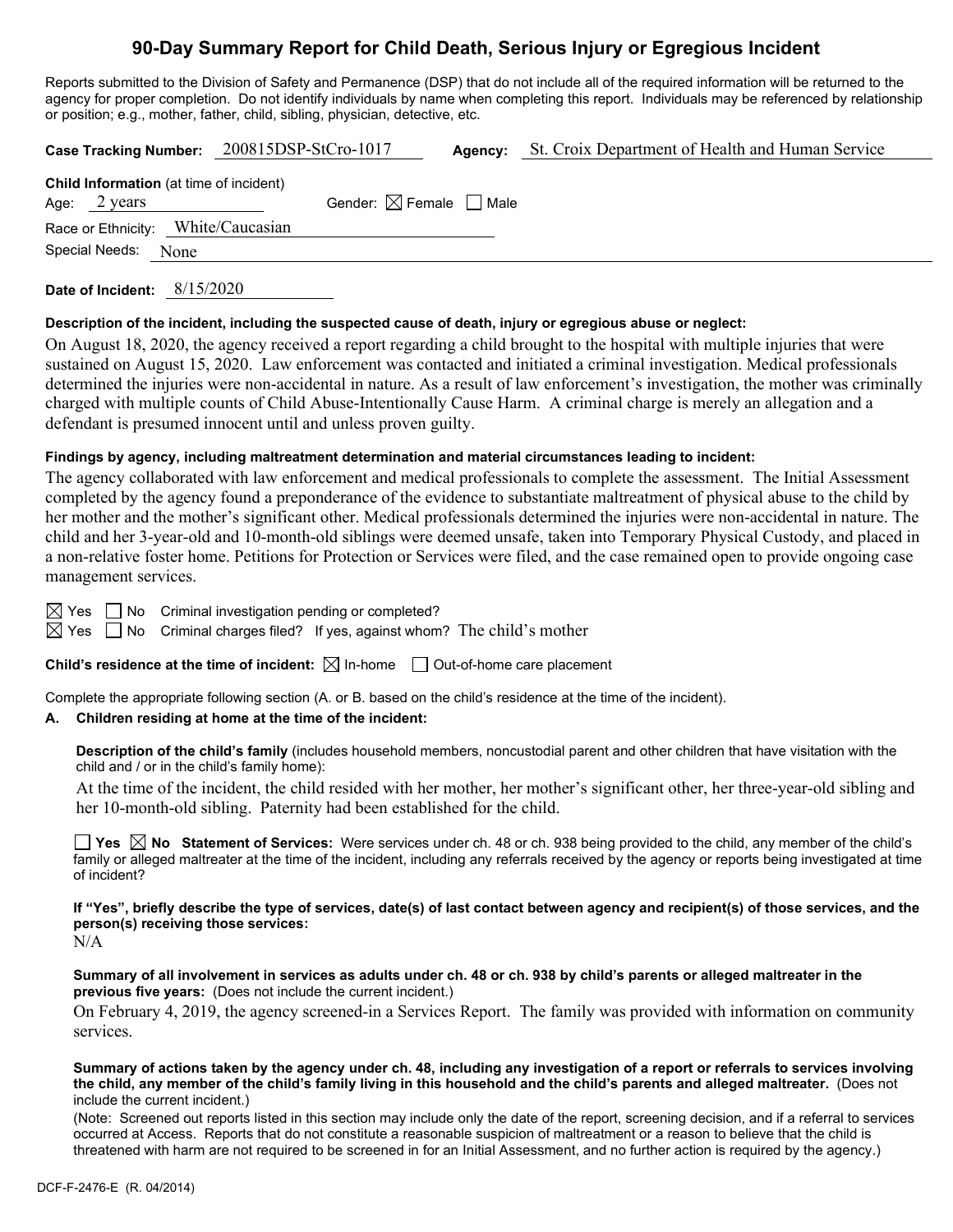# 90-Day Summary Report for Child Death, Serious Injury or Egregious Incident

Reports submitted to the Division of Safety and Permanence (DSP) that do not include all of the required information will be returned to the agency for proper completion. Do not identify individuals by name when completing this report. Individuals may be referenced by relationship or position; e.g., mother, father, child, sibling, physician, detective, etc.

**Case Tracking Number:** 200815DSP-StCro-1017 **Agency:** St. Croix Department of Health and Human Service

**Child Information** (at time of incident)

Age: 2 years Gender: ☒ Female ☐ Male

Race or Ethnicity: White/Caucasian

Special Needs: None

**Date of Incident:** 8/15/2020

**Description of the incident, including the suspected cause of death, injury or egregious abuse or neglect:**

On August 18, 2020, the agency received a report regarding a child brought to the hospital with multiple injuries that were sustained on August 15, 2020. Law enforcement was contacted and initiated a criminal investigation. Medical professionals determined the injuries were non-accidental in nature. As a result of law enforcement's investigation, the mother was criminally charged with multiple counts of Child Abuse-Intentionally Cause Harm. A criminal charge is merely an allegation and a defendant is presumed innocent until and unless proven guilty.

**Findings by agency, including maltreatment determination and material circumstances leading to incident:**

The agency collaborated with law enforcement and medical professionals to complete the assessment. The Initial Assessment completed by the agency found a preponderance of the evidence to substantiate maltreatment of physical abuse to the child by her mother and the mother's significant other. Medical professionals determined the injuries were non-accidental in nature. The child and her 3-year-old and 10-month-old siblings were deemed unsafe, taken into Temporary Physical Custody, and placed in a non-relative foster home. Petitions for Protection or Services were filed, and the case remained open to provide ongoing case management services.

☒ Yes ☐ No Criminal investigation pending or completed?

☒ Yes ☐ No Criminal charges filed? If yes, against whom? The child's mother

**Child's residence at the time of incident:** ☒ In-home ☐ Out-of-home care placement

Complete the appropriate following section (A. or B. based on the child's residence at the time of the incident).

**A. Children residing at home at the time of the incident:**

**Description of the child's family** (includes household members, noncustodial parent and other children that have visitation with the child and / or in the child's family home):

At the time of the incident, the child resided with her mother, her mother's significant other, her three-year-old sibling and her 10-month-old sibling. Paternity had been established for the child.

☐ **Yes** ☒ **No Statement of Services:** Were services under ch. 48 or ch. 938 being provided to the child, any member of the child's family or alleged maltreater at the time of the incident, including any referrals received by the agency or reports being investigated at time of incident?

**If "Yes", briefly describe the type of services, date(s) of last contact between agency and recipient(s) of those services, and the person(s) receiving those services:**

N/A

**Summary of all involvement in services as adults under ch. 48 or ch. 938 by child's parents or alleged maltreater in the previous five years:** (Does not include the current incident.)

On February 4, 2019, the agency screened-in a Services Report. The family was provided with information on community services.

**Summary of actions taken by the agency under ch. 48, including any investigation of a report or referrals to services involving the child, any member of the child's family living in this household and the child's parents and alleged maltreater.** (Does not include the current incident.)

(Note: Screened out reports listed in this section may include only the date of the report, screening decision, and if a referral to services occurred at Access. Reports that do not constitute a reasonable suspicion of maltreatment or a reason to believe that the child is threatened with harm are not required to be screened in for an Initial Assessment, and no further action is required by the agency.)

DCF-F-2476-E (R. 04/2014)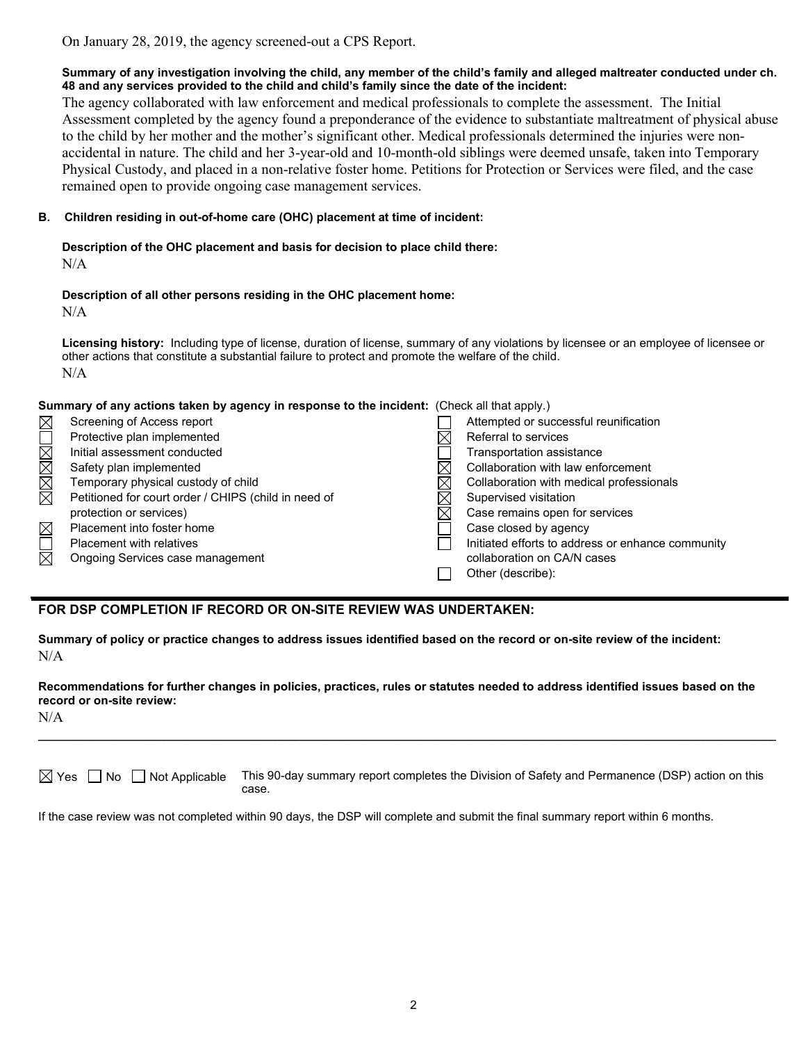On January 28, 2019, the agency screened-out a CPS Report.

**Summary of any investigation involving the child, any member of the child's family and alleged maltreater conducted under ch. 48 and any services provided to the child and child's family since the date of the incident:**

The agency collaborated with law enforcement and medical professionals to complete the assessment. The Initial Assessment completed by the agency found a preponderance of the evidence to substantiate maltreatment of physical abuse to the child by her mother and the mother's significant other. Medical professionals determined the injuries were non-accidental in nature. The child and her 3-year-old and 10-month-old siblings were deemed unsafe, taken into Temporary Physical Custody, and placed in a non-relative foster home. Petitions for Protection or Services were filed, and the case remained open to provide ongoing case management services.

**B. Children residing in out-of-home care (OHC) placement at time of incident:**

**Description of the OHC placement and basis for decision to place child there:**

N/A

**Description of all other persons residing in the OHC placement home:**

N/A

**Licensing history:** Including type of license, duration of license, summary of any violations by licensee or an employee of licensee or other actions that constitute a substantial failure to protect and promote the welfare of the child.

N/A

**Summary of any actions taken by agency in response to the incident:** (Check all that apply.)

- ☒ Screening of Access report
- ☐ Protective plan implemented
- ☒ Initial assessment conducted
- ☒ Safety plan implemented
- ☒ Temporary physical custody of child
- ☒ Petitioned for court order / CHIPS (child in need of protection or services)
- ☒ Placement into foster home
- ☐ Placement with relatives
- ☒ Ongoing Services case management
- ☐ Attempted or successful reunification
- ☒ Referral to services
- ☐ Transportation assistance
- ☒ Collaboration with law enforcement
- ☒ Collaboration with medical professionals
- ☒ Supervised visitation
- ☒ Case remains open for services
- ☐ Case closed by agency
- ☐ Initiated efforts to address or enhance community collaboration on CA/N cases
- ☐ Other (describe):

## FOR DSP COMPLETION IF RECORD OR ON-SITE REVIEW WAS UNDERTAKEN:

**Summary of policy or practice changes to address issues identified based on the record or on-site review of the incident:**

N/A

**Recommendations for further changes in policies, practices, rules or statutes needed to address identified issues based on the record or on-site review:**

N/A

---

☒ Yes ☐ No ☐ Not Applicable This 90-day summary report completes the Division of Safety and Permanence (DSP) action on this case.

If the case review was not completed within 90 days, the DSP will complete and submit the final summary report within 6 months.